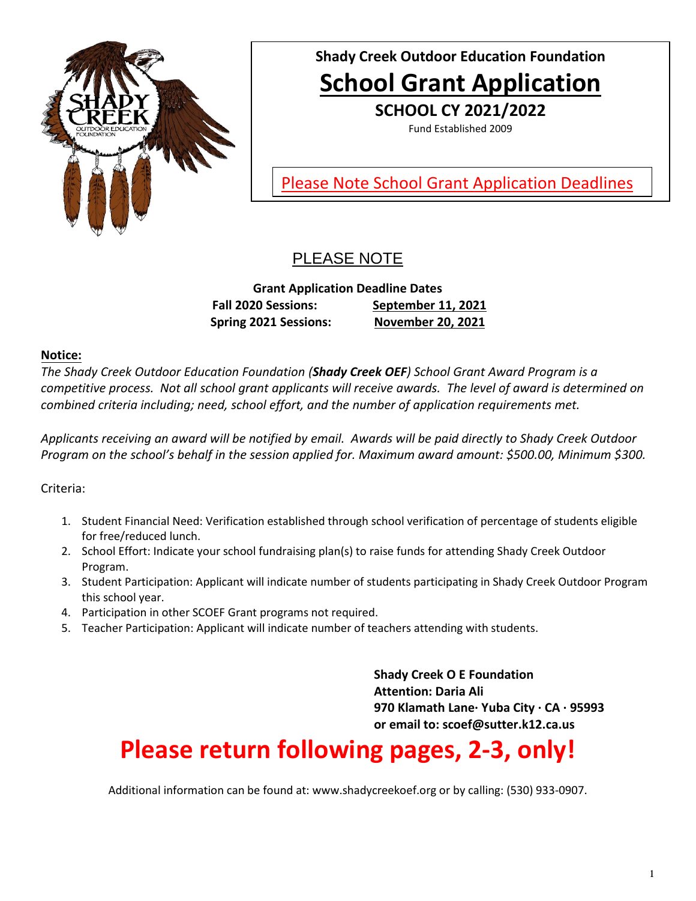**Shady Creek Outdoor Education Foundation**

# School Grant Application

## SCHOOL CY 2021/2022

Fund Established 2009

Please Note School Grant Application Deadlines

## PLEASE NOTE

**Grant Application Deadline Dates**

| | |
|---|---|
| **Fall 2020 Sessions:** | **September 11, 2021** |
| **Spring 2021 Sessions:** | **November 20, 2021** |

**Notice:**

*The Shady Creek Outdoor Education Foundation (**Shady Creek OEF**) School Grant Award Program is a competitive process. Not all school grant applicants will receive awards. The level of award is determined on combined criteria including; need, school effort, and the number of application requirements met.*

*Applicants receiving an award will be notified by email. Awards will be paid directly to Shady Creek Outdoor Program on the school's behalf in the session applied for. Maximum award amount: $500.00, Minimum $300.*

Criteria:

1. Student Financial Need: Verification established through school verification of percentage of students eligible for free/reduced lunch.
2. School Effort: Indicate your school fundraising plan(s) to raise funds for attending Shady Creek Outdoor Program.
3. Student Participation: Applicant will indicate number of students participating in Shady Creek Outdoor Program this school year.
4. Participation in other SCOEF Grant programs not required.
5. Teacher Participation: Applicant will indicate number of teachers attending with students.

**Shady Creek O E Foundation**
**Attention: Daria Ali**
**970 Klamath Lane· Yuba City · CA · 95993**
**or email to: scoef@sutter.k12.ca.us**

# Please return following pages, 2-3, only!

Additional information can be found at: www.shadycreekoef.org or by calling: (530) 933-0907.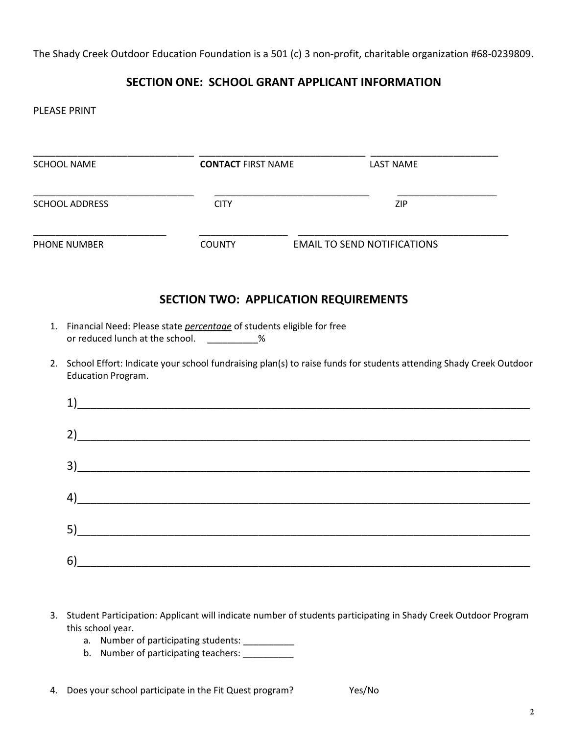The Shady Creek Outdoor Education Foundation is a 501 (c) 3 non-profit, charitable organization #68-0239809.

## SECTION ONE: SCHOOL GRANT APPLICANT INFORMATION

PLEASE PRINT

| ______________________________ | ______________________________ | ________________________ |
|---|---|---|
| SCHOOL NAME | **CONTACT** FIRST NAME | LAST NAME |
| ______________________________ | ______________________________ | ___________________ |
| SCHOOL ADDRESS | CITY | ZIP |
| _________________________ | ________________ | ________________________________________ |
| PHONE NUMBER | COUNTY | EMAIL TO SEND NOTIFICATIONS |

## SECTION TWO: APPLICATION REQUIREMENTS

1. Financial Need: Please state *percentage* of students eligible for free or reduced lunch at the school. __________%

2. School Effort: Indicate your school fundraising plan(s) to raise funds for students attending Shady Creek Outdoor Education Program.

   1)__________________________________________________________________________

   2)__________________________________________________________________________

   3)__________________________________________________________________________

   4)__________________________________________________________________________

   5)__________________________________________________________________________

   6)__________________________________________________________________________

3. Student Participation: Applicant will indicate number of students participating in Shady Creek Outdoor Program this school year.
   a. Number of participating students: __________
   b. Number of participating teachers: __________

4. Does your school participate in the Fit Quest program? Yes/No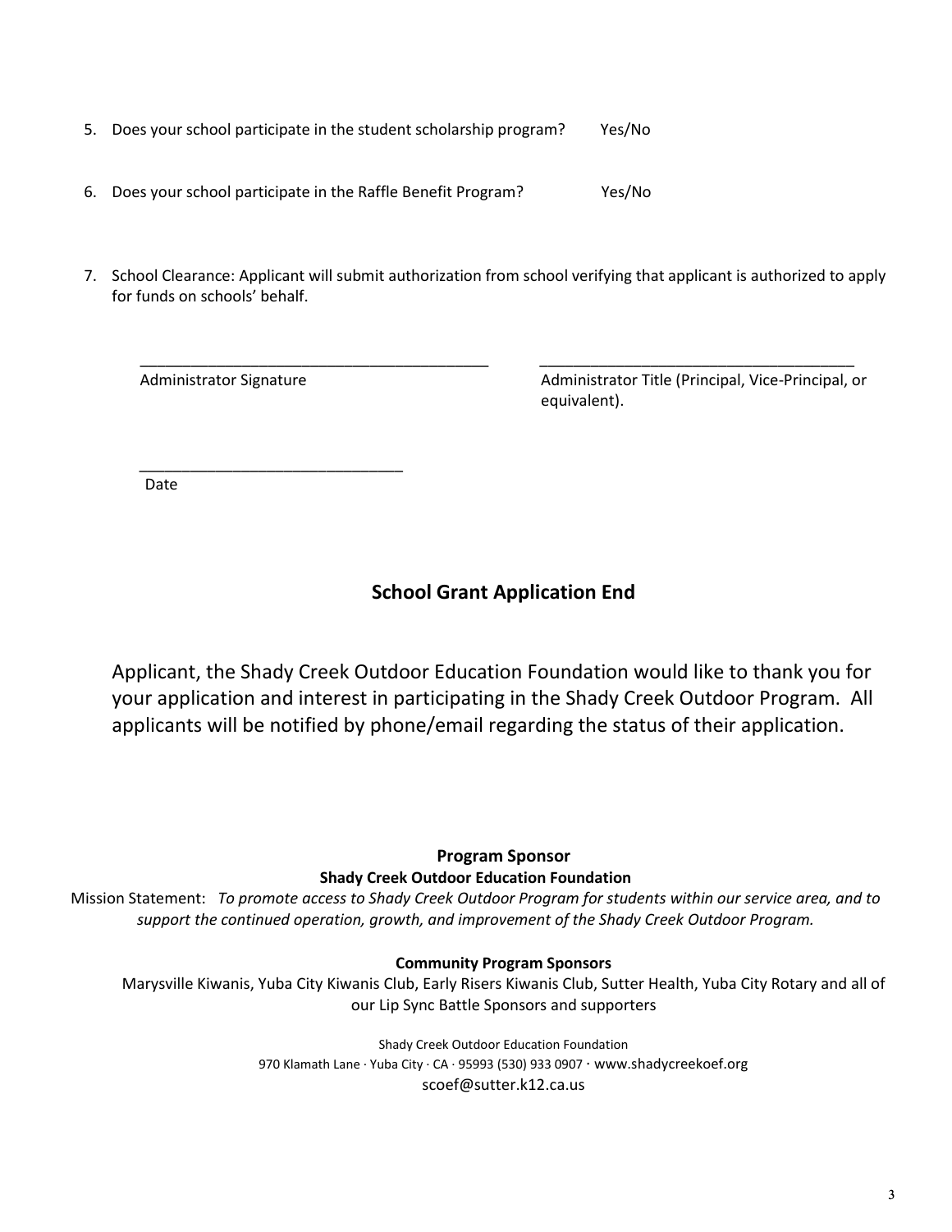5. Does your school participate in the student scholarship program? Yes/No

6. Does your school participate in the Raffle Benefit Program? Yes/No

7. School Clearance: Applicant will submit authorization from school verifying that applicant is authorized to apply for funds on schools' behalf.

_________________________________________ _____________________________________

Administrator Signature Administrator Title (Principal, Vice-Principal, or equivalent).

______________________________

Date

## School Grant Application End

Applicant, the Shady Creek Outdoor Education Foundation would like to thank you for your application and interest in participating in the Shady Creek Outdoor Program. All applicants will be notified by phone/email regarding the status of their application.

**Program Sponsor**

**Shady Creek Outdoor Education Foundation**

Mission Statement: *To promote access to Shady Creek Outdoor Program for students within our service area, and to support the continued operation, growth, and improvement of the Shady Creek Outdoor Program.*

**Community Program Sponsors**

Marysville Kiwanis, Yuba City Kiwanis Club, Early Risers Kiwanis Club, Sutter Health, Yuba City Rotary and all of our Lip Sync Battle Sponsors and supporters

Shady Creek Outdoor Education Foundation
970 Klamath Lane · Yuba City · CA · 95993 (530) 933 0907 · www.shadycreekoef.org
scoef@sutter.k12.ca.us